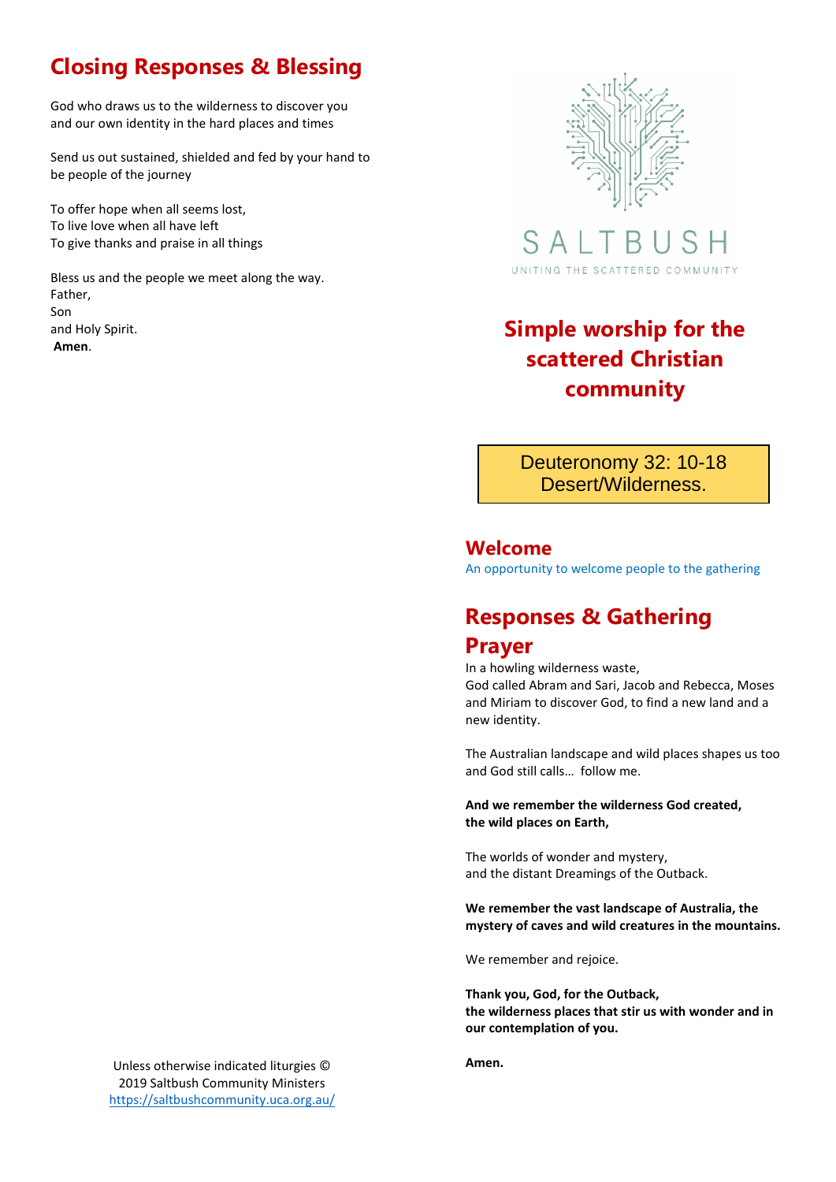## Closing Responses & Blessing

God who draws us to the wilderness to discover you
and our own identity in the hard places and times

Send us out sustained, shielded and fed by your hand to be people of the journey

To offer hope when all seems lost,
To live love when all have left
To give thanks and praise in all things

Bless us and the people we meet along the way.
Father,
Son
and Holy Spirit.
**Amen**.

Unless otherwise indicated liturgies © 2019 Saltbush Community Ministers
https://saltbushcommunity.uca.org.au/

SALTBUSH

UNITING THE SCATTERED COMMUNITY

# Simple worship for the scattered Christian community

Deuteronomy 32: 10-18
Desert/Wilderness.

## Welcome

An opportunity to welcome people to the gathering

## Responses & Gathering Prayer

In a howling wilderness waste,
God called Abram and Sari, Jacob and Rebecca, Moses and Miriam to discover God, to find a new land and a new identity.

The Australian landscape and wild places shapes us too and God still calls… follow me.

**And we remember the wilderness God created,**
**the wild places on Earth,**

The worlds of wonder and mystery,
and the distant Dreamings of the Outback.

**We remember the vast landscape of Australia, the mystery of caves and wild creatures in the mountains.**

We remember and rejoice.

**Thank you, God, for the Outback,**
**the wilderness places that stir us with wonder and in our contemplation of you.**

**Amen.**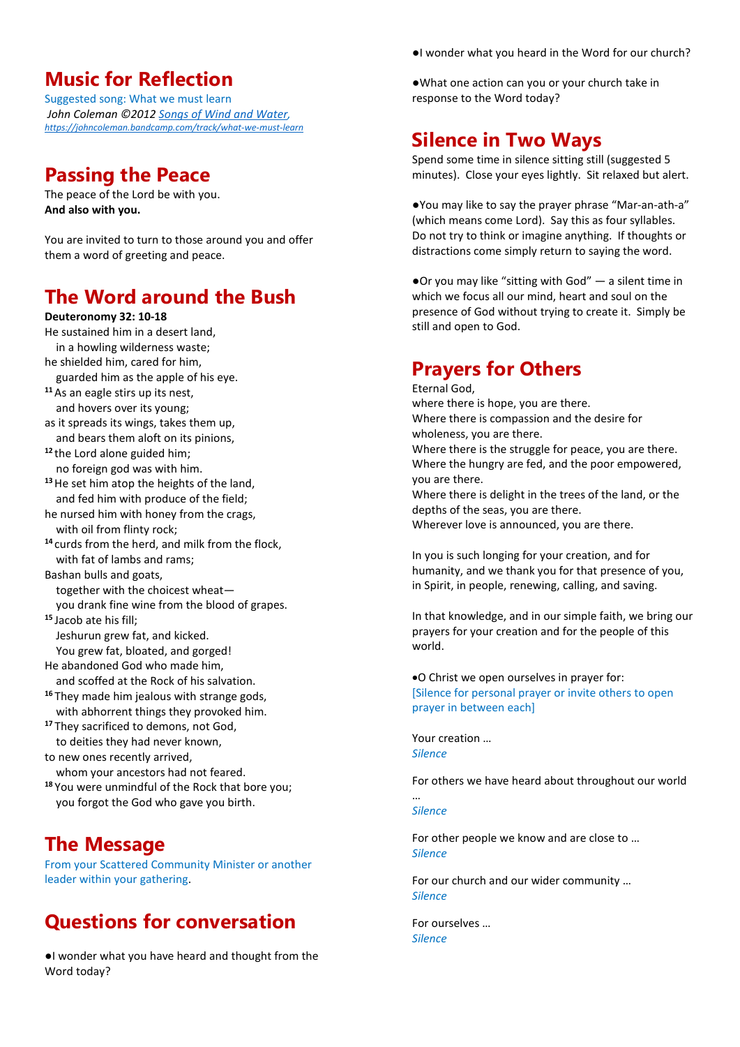# Music for Reflection

Suggested song: What we must learn
*John Coleman ©2012 [Songs of Wind and Water](https://johncoleman.bandcamp.com/track/what-we-must-learn),*
*https://johncoleman.bandcamp.com/track/what-we-must-learn*

# Passing the Peace

The peace of the Lord be with you.
**And also with you.**

You are invited to turn to those around you and offer them a word of greeting and peace.

# The Word around the Bush

**Deuteronomy 32: 10-18**

He sustained him in a desert land,
in a howling wilderness waste;
he shielded him, cared for him,
guarded him as the apple of his eye.
[11] As an eagle stirs up its nest,
and hovers over its young;
as it spreads its wings, takes them up,
and bears them aloft on its pinions,
[12] the Lord alone guided him;
no foreign god was with him.
[13] He set him atop the heights of the land,
and fed him with produce of the field;
he nursed him with honey from the crags,
with oil from flinty rock;
[14] curds from the herd, and milk from the flock,
with fat of lambs and rams;
Bashan bulls and goats,
together with the choicest wheat—
you drank fine wine from the blood of grapes.
[15] Jacob ate his fill;
Jeshurun grew fat, and kicked.
You grew fat, bloated, and gorged!
He abandoned God who made him,
and scoffed at the Rock of his salvation.
[16] They made him jealous with strange gods,
with abhorrent things they provoked him.
[17] They sacrificed to demons, not God,
to deities they had never known,
to new ones recently arrived,
whom your ancestors had not feared.
[18] You were unmindful of the Rock that bore you;
you forgot the God who gave you birth.

# The Message

From your Scattered Community Minister or another leader within your gathering.

# Questions for conversation

- I wonder what you have heard and thought from the Word today?
- I wonder what you heard in the Word for our church?
- What one action can you or your church take in response to the Word today?

# Silence in Two Ways

Spend some time in silence sitting still (suggested 5 minutes). Close your eyes lightly. Sit relaxed but alert.

- You may like to say the prayer phrase "Mar-an-ath-a" (which means come Lord). Say this as four syllables. Do not try to think or imagine anything. If thoughts or distractions come simply return to saying the word.

- Or you may like "sitting with God" — a silent time in which we focus all our mind, heart and soul on the presence of God without trying to create it. Simply be still and open to God.

# Prayers for Others

Eternal God,
where there is hope, you are there.
Where there is compassion and the desire for wholeness, you are there.
Where there is the struggle for peace, you are there.
Where the hungry are fed, and the poor empowered, you are there.
Where there is delight in the trees of the land, or the depths of the seas, you are there.
Wherever love is announced, you are there.

In you is such longing for your creation, and for humanity, and we thank you for that presence of you, in Spirit, in people, renewing, calling, and saving.

In that knowledge, and in our simple faith, we bring our prayers for your creation and for the people of this world.

- O Christ we open ourselves in prayer for:
[Silence for personal prayer or invite others to open prayer in between each]

Your creation …
*Silence*

For others we have heard about throughout our world …
*Silence*

For other people we know and are close to …
*Silence*

For our church and our wider community …
*Silence*

For ourselves …
*Silence*